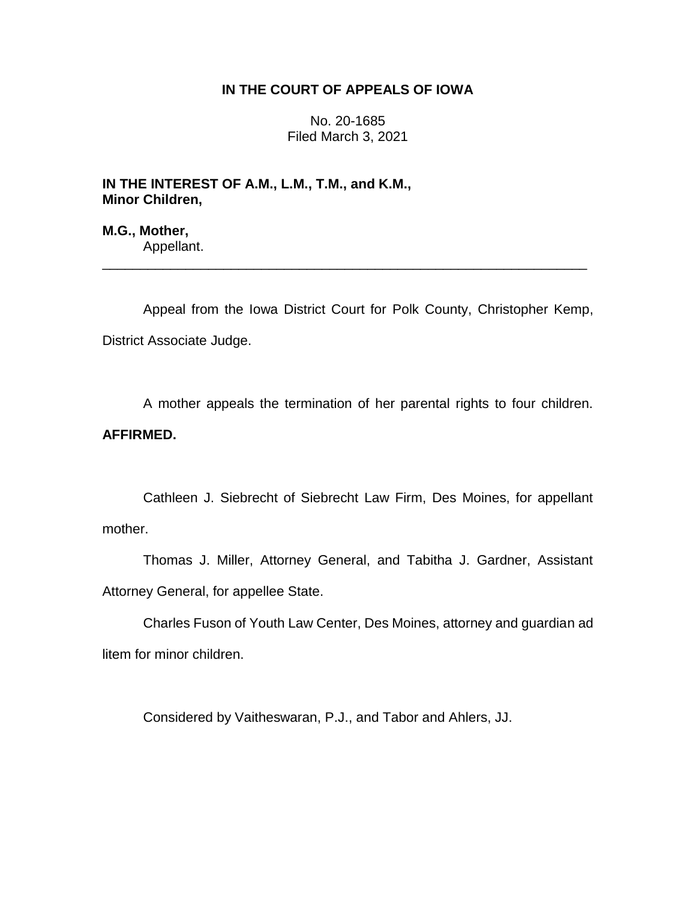**IN THE COURT OF APPEALS OF IOWA**

No. 20-1685
Filed March 3, 2021

**IN THE INTEREST OF A.M., L.M., T.M., and K.M., Minor Children,**

**M.G., Mother,**
Appellant.

---

Appeal from the Iowa District Court for Polk County, Christopher Kemp, District Associate Judge.

A mother appeals the termination of her parental rights to four children. **AFFIRMED.**

Cathleen J. Siebrecht of Siebrecht Law Firm, Des Moines, for appellant mother.

Thomas J. Miller, Attorney General, and Tabitha J. Gardner, Assistant Attorney General, for appellee State.

Charles Fuson of Youth Law Center, Des Moines, attorney and guardian ad litem for minor children.

Considered by Vaitheswaran, P.J., and Tabor and Ahlers, JJ.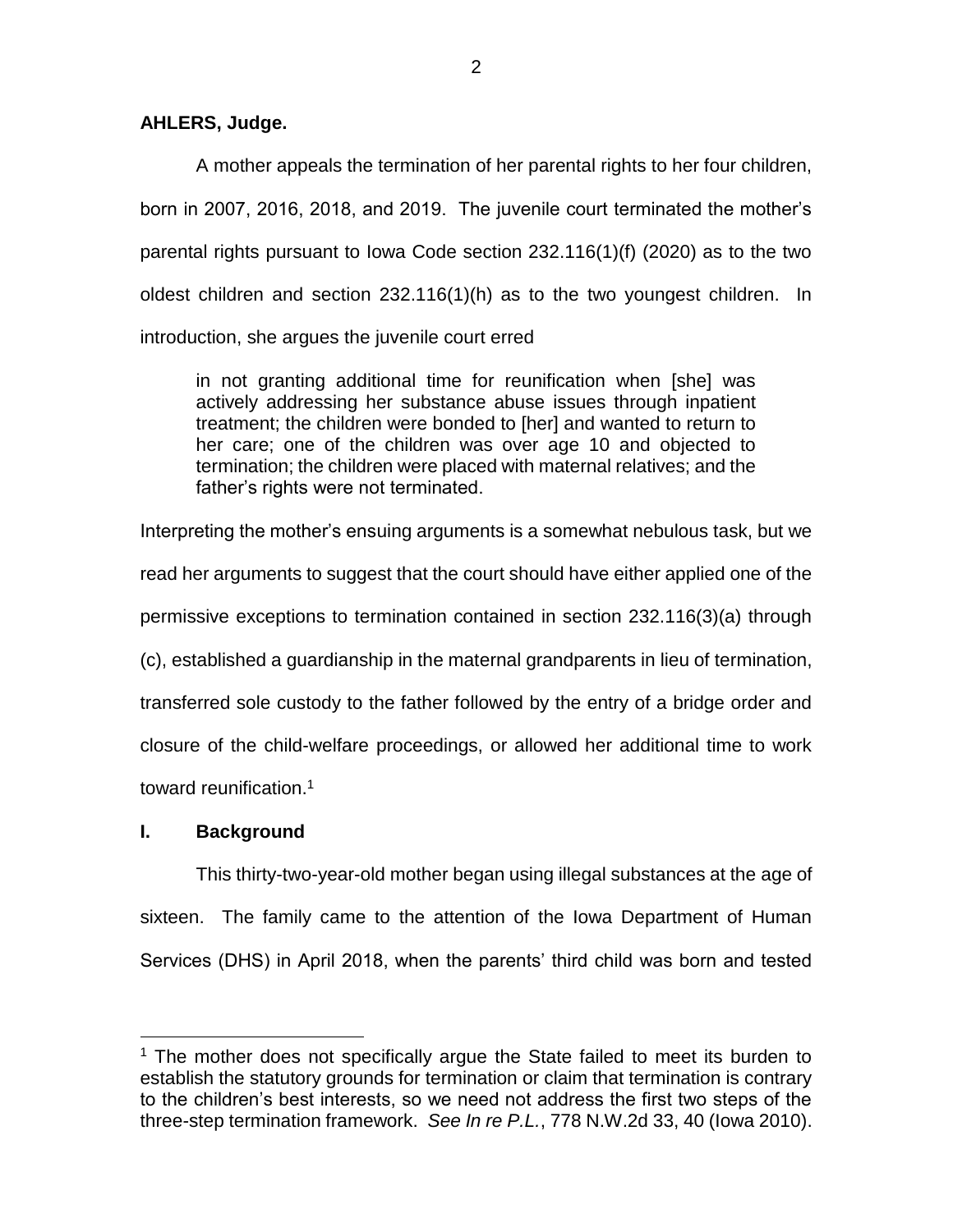**AHLERS, Judge.**

A mother appeals the termination of her parental rights to her four children, born in 2007, 2016, 2018, and 2019. The juvenile court terminated the mother's parental rights pursuant to Iowa Code section 232.116(1)(f) (2020) as to the two oldest children and section 232.116(1)(h) as to the two youngest children. In introduction, she argues the juvenile court erred

> in not granting additional time for reunification when [she] was actively addressing her substance abuse issues through inpatient treatment; the children were bonded to [her] and wanted to return to her care; one of the children was over age 10 and objected to termination; the children were placed with maternal relatives; and the father's rights were not terminated.

Interpreting the mother's ensuing arguments is a somewhat nebulous task, but we read her arguments to suggest that the court should have either applied one of the permissive exceptions to termination contained in section 232.116(3)(a) through (c), established a guardianship in the maternal grandparents in lieu of termination, transferred sole custody to the father followed by the entry of a bridge order and closure of the child-welfare proceedings, or allowed her additional time to work toward reunification.[1]

## I. Background

This thirty-two-year-old mother began using illegal substances at the age of sixteen. The family came to the attention of the Iowa Department of Human Services (DHS) in April 2018, when the parents' third child was born and tested

[1] The mother does not specifically argue the State failed to meet its burden to establish the statutory grounds for termination or claim that termination is contrary to the children's best interests, so we need not address the first two steps of the three-step termination framework. *See In re P.L.*, 778 N.W.2d 33, 40 (Iowa 2010).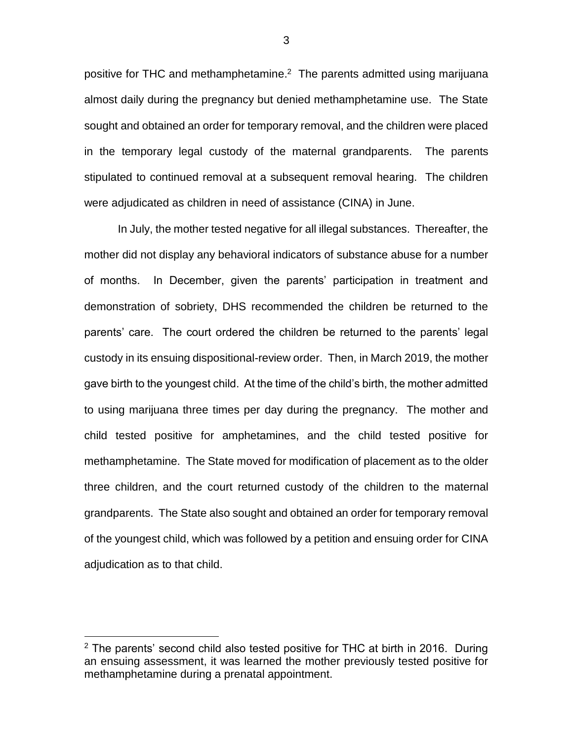positive for THC and methamphetamine.[2] The parents admitted using marijuana almost daily during the pregnancy but denied methamphetamine use. The State sought and obtained an order for temporary removal, and the children were placed in the temporary legal custody of the maternal grandparents. The parents stipulated to continued removal at a subsequent removal hearing. The children were adjudicated as children in need of assistance (CINA) in June.

In July, the mother tested negative for all illegal substances. Thereafter, the mother did not display any behavioral indicators of substance abuse for a number of months. In December, given the parents' participation in treatment and demonstration of sobriety, DHS recommended the children be returned to the parents' care. The court ordered the children be returned to the parents' legal custody in its ensuing dispositional-review order. Then, in March 2019, the mother gave birth to the youngest child. At the time of the child's birth, the mother admitted to using marijuana three times per day during the pregnancy. The mother and child tested positive for amphetamines, and the child tested positive for methamphetamine. The State moved for modification of placement as to the older three children, and the court returned custody of the children to the maternal grandparents. The State also sought and obtained an order for temporary removal of the youngest child, which was followed by a petition and ensuing order for CINA adjudication as to that child.

---

[2] The parents' second child also tested positive for THC at birth in 2016. During an ensuing assessment, it was learned the mother previously tested positive for methamphetamine during a prenatal appointment.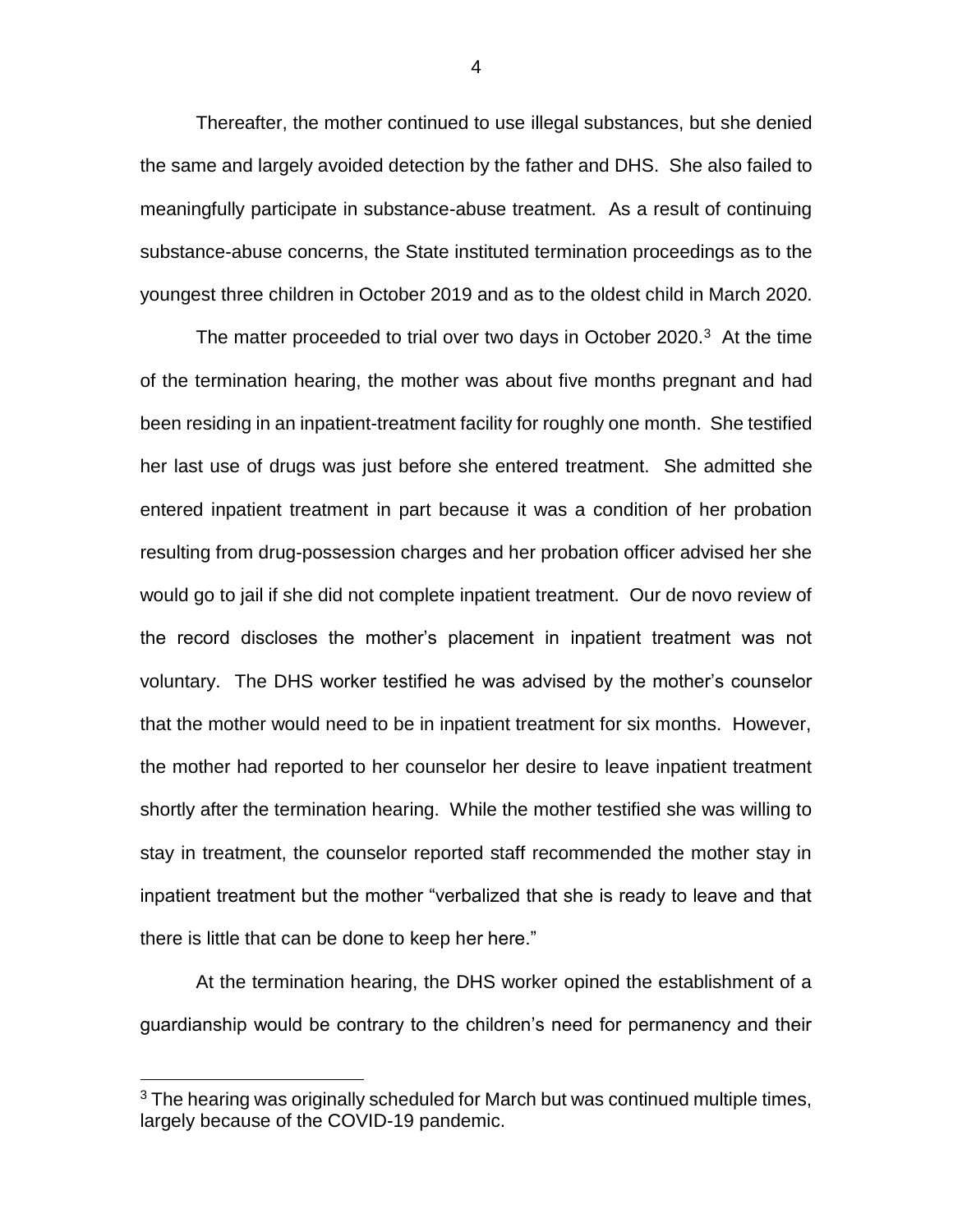Thereafter, the mother continued to use illegal substances, but she denied the same and largely avoided detection by the father and DHS. She also failed to meaningfully participate in substance-abuse treatment. As a result of continuing substance-abuse concerns, the State instituted termination proceedings as to the youngest three children in October 2019 and as to the oldest child in March 2020.

The matter proceeded to trial over two days in October 2020.[3] At the time of the termination hearing, the mother was about five months pregnant and had been residing in an inpatient-treatment facility for roughly one month. She testified her last use of drugs was just before she entered treatment. She admitted she entered inpatient treatment in part because it was a condition of her probation resulting from drug-possession charges and her probation officer advised her she would go to jail if she did not complete inpatient treatment. Our de novo review of the record discloses the mother's placement in inpatient treatment was not voluntary. The DHS worker testified he was advised by the mother's counselor that the mother would need to be in inpatient treatment for six months. However, the mother had reported to her counselor her desire to leave inpatient treatment shortly after the termination hearing. While the mother testified she was willing to stay in treatment, the counselor reported staff recommended the mother stay in inpatient treatment but the mother "verbalized that she is ready to leave and that there is little that can be done to keep her here."

At the termination hearing, the DHS worker opined the establishment of a guardianship would be contrary to the children's need for permanency and their

[3] The hearing was originally scheduled for March but was continued multiple times, largely because of the COVID-19 pandemic.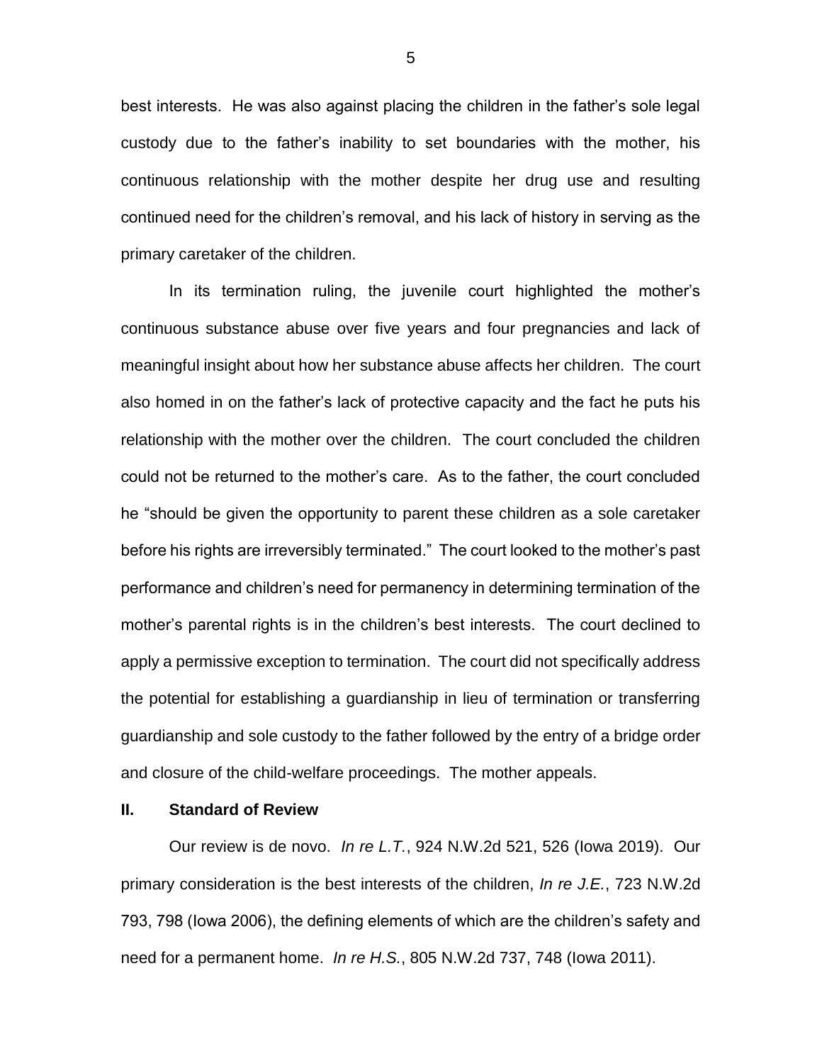best interests. He was also against placing the children in the father's sole legal custody due to the father's inability to set boundaries with the mother, his continuous relationship with the mother despite her drug use and resulting continued need for the children's removal, and his lack of history in serving as the primary caretaker of the children.

In its termination ruling, the juvenile court highlighted the mother's continuous substance abuse over five years and four pregnancies and lack of meaningful insight about how her substance abuse affects her children. The court also homed in on the father's lack of protective capacity and the fact he puts his relationship with the mother over the children. The court concluded the children could not be returned to the mother's care. As to the father, the court concluded he "should be given the opportunity to parent these children as a sole caretaker before his rights are irreversibly terminated." The court looked to the mother's past performance and children's need for permanency in determining termination of the mother's parental rights is in the children's best interests. The court declined to apply a permissive exception to termination. The court did not specifically address the potential for establishing a guardianship in lieu of termination or transferring guardianship and sole custody to the father followed by the entry of a bridge order and closure of the child-welfare proceedings. The mother appeals.

## II. Standard of Review

Our review is de novo. *In re L.T.*, 924 N.W.2d 521, 526 (Iowa 2019). Our primary consideration is the best interests of the children, *In re J.E.*, 723 N.W.2d 793, 798 (Iowa 2006), the defining elements of which are the children's safety and need for a permanent home. *In re H.S.*, 805 N.W.2d 737, 748 (Iowa 2011).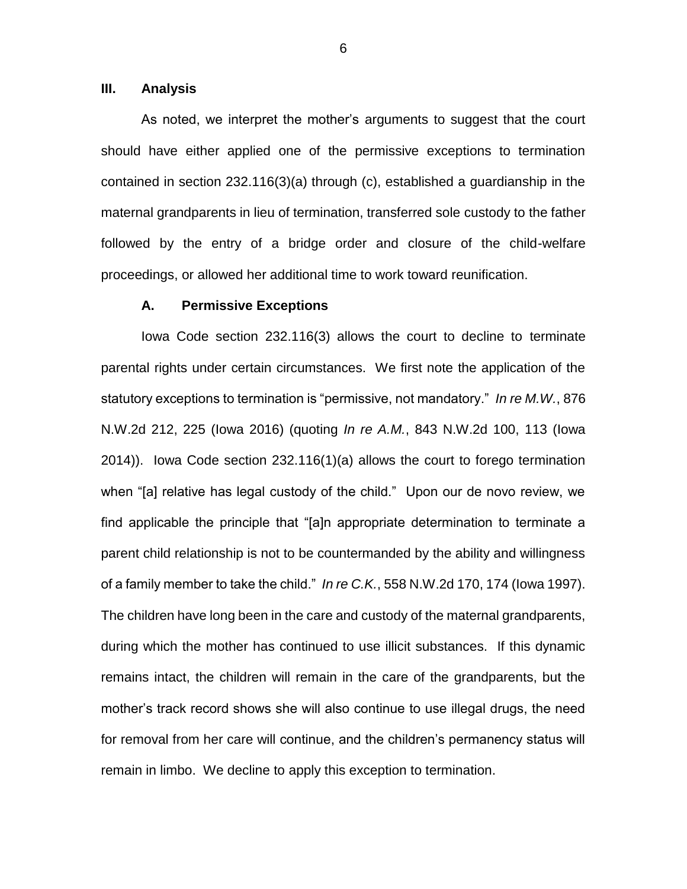## III. Analysis

As noted, we interpret the mother's arguments to suggest that the court should have either applied one of the permissive exceptions to termination contained in section 232.116(3)(a) through (c), established a guardianship in the maternal grandparents in lieu of termination, transferred sole custody to the father followed by the entry of a bridge order and closure of the child-welfare proceedings, or allowed her additional time to work toward reunification.

### A. Permissive Exceptions

Iowa Code section 232.116(3) allows the court to decline to terminate parental rights under certain circumstances. We first note the application of the statutory exceptions to termination is "permissive, not mandatory." *In re M.W.*, 876 N.W.2d 212, 225 (Iowa 2016) (quoting *In re A.M.*, 843 N.W.2d 100, 113 (Iowa 2014)). Iowa Code section 232.116(1)(a) allows the court to forego termination when "[a] relative has legal custody of the child." Upon our de novo review, we find applicable the principle that "[a]n appropriate determination to terminate a parent child relationship is not to be countermanded by the ability and willingness of a family member to take the child." *In re C.K.*, 558 N.W.2d 170, 174 (Iowa 1997). The children have long been in the care and custody of the maternal grandparents, during which the mother has continued to use illicit substances. If this dynamic remains intact, the children will remain in the care of the grandparents, but the mother's track record shows she will also continue to use illegal drugs, the need for removal from her care will continue, and the children's permanency status will remain in limbo. We decline to apply this exception to termination.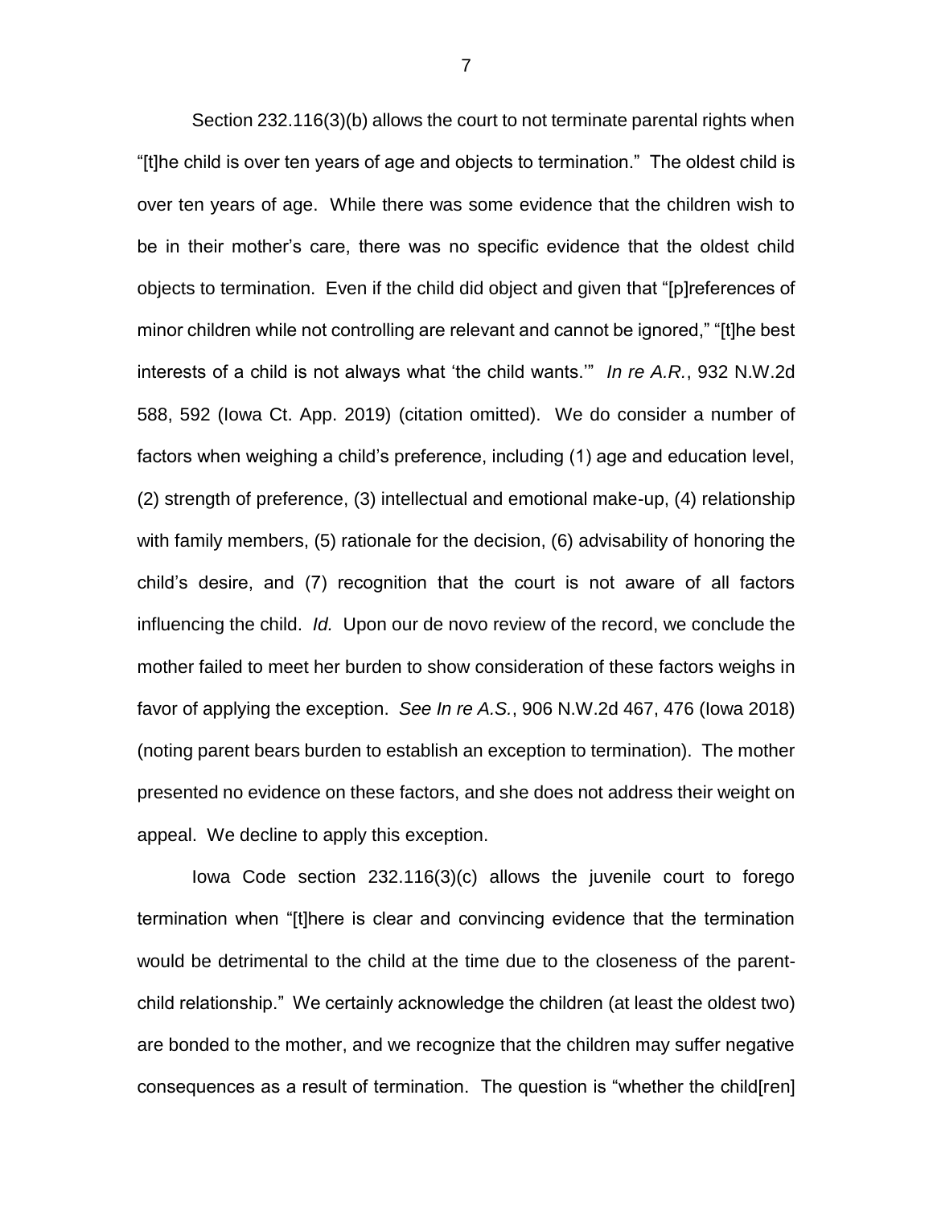Section 232.116(3)(b) allows the court to not terminate parental rights when "[t]he child is over ten years of age and objects to termination." The oldest child is over ten years of age. While there was some evidence that the children wish to be in their mother's care, there was no specific evidence that the oldest child objects to termination. Even if the child did object and given that "[p]references of minor children while not controlling are relevant and cannot be ignored," "[t]he best interests of a child is not always what 'the child wants.'" *In re A.R.*, 932 N.W.2d 588, 592 (Iowa Ct. App. 2019) (citation omitted). We do consider a number of factors when weighing a child's preference, including (1) age and education level, (2) strength of preference, (3) intellectual and emotional make-up, (4) relationship with family members, (5) rationale for the decision, (6) advisability of honoring the child's desire, and (7) recognition that the court is not aware of all factors influencing the child. *Id.* Upon our de novo review of the record, we conclude the mother failed to meet her burden to show consideration of these factors weighs in favor of applying the exception. *See In re A.S.*, 906 N.W.2d 467, 476 (Iowa 2018) (noting parent bears burden to establish an exception to termination). The mother presented no evidence on these factors, and she does not address their weight on appeal. We decline to apply this exception.

Iowa Code section 232.116(3)(c) allows the juvenile court to forego termination when "[t]here is clear and convincing evidence that the termination would be detrimental to the child at the time due to the closeness of the parent-child relationship." We certainly acknowledge the children (at least the oldest two) are bonded to the mother, and we recognize that the children may suffer negative consequences as a result of termination. The question is "whether the child[ren]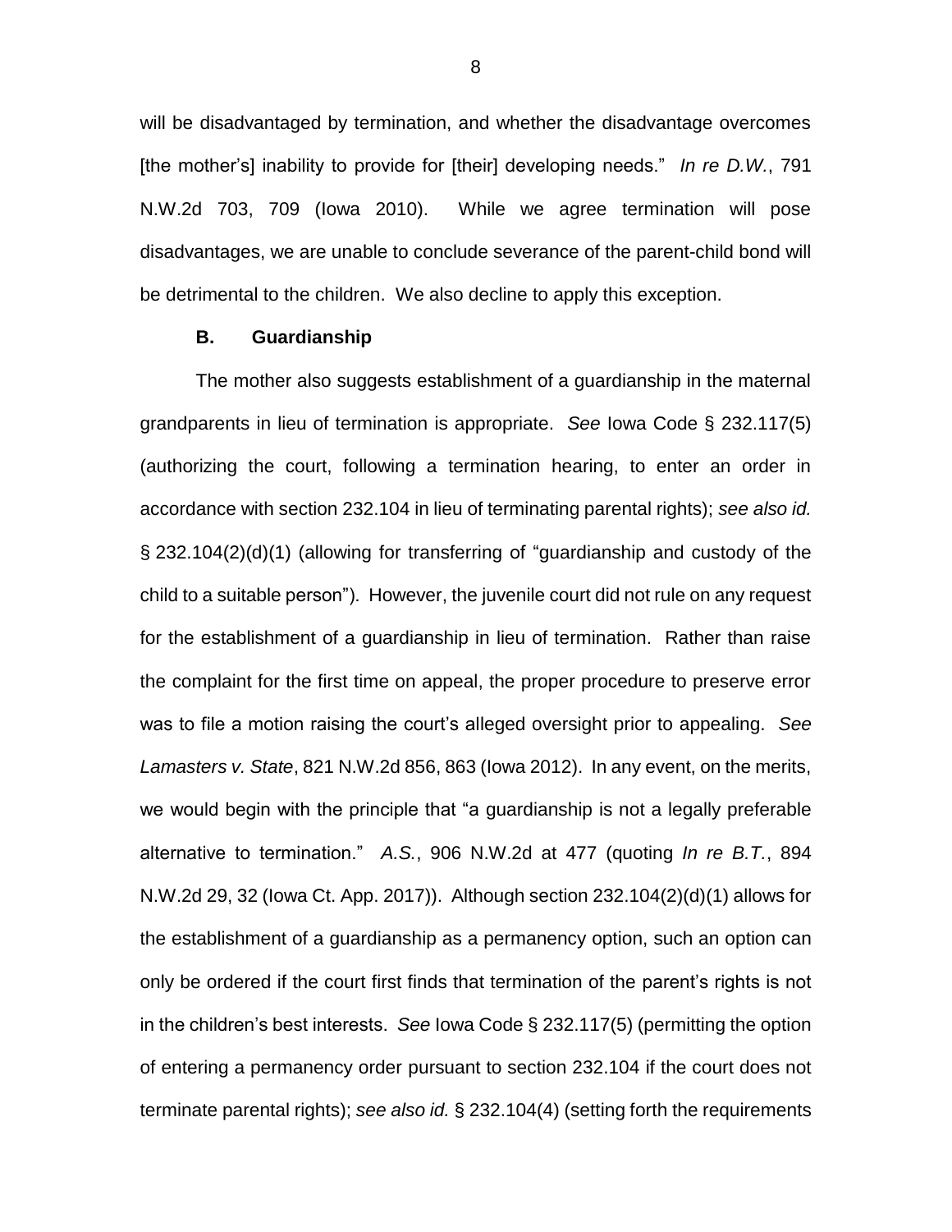will be disadvantaged by termination, and whether the disadvantage overcomes [the mother's] inability to provide for [their] developing needs." *In re D.W.*, 791 N.W.2d 703, 709 (Iowa 2010). While we agree termination will pose disadvantages, we are unable to conclude severance of the parent-child bond will be detrimental to the children. We also decline to apply this exception.

**B. Guardianship**

The mother also suggests establishment of a guardianship in the maternal grandparents in lieu of termination is appropriate. *See* Iowa Code § 232.117(5) (authorizing the court, following a termination hearing, to enter an order in accordance with section 232.104 in lieu of terminating parental rights); *see also id.* § 232.104(2)(d)(1) (allowing for transferring of "guardianship and custody of the child to a suitable person"). However, the juvenile court did not rule on any request for the establishment of a guardianship in lieu of termination. Rather than raise the complaint for the first time on appeal, the proper procedure to preserve error was to file a motion raising the court's alleged oversight prior to appealing. *See Lamasters v. State*, 821 N.W.2d 856, 863 (Iowa 2012). In any event, on the merits, we would begin with the principle that "a guardianship is not a legally preferable alternative to termination." *A.S.*, 906 N.W.2d at 477 (quoting *In re B.T.*, 894 N.W.2d 29, 32 (Iowa Ct. App. 2017)). Although section 232.104(2)(d)(1) allows for the establishment of a guardianship as a permanency option, such an option can only be ordered if the court first finds that termination of the parent's rights is not in the children's best interests. *See* Iowa Code § 232.117(5) (permitting the option of entering a permanency order pursuant to section 232.104 if the court does not terminate parental rights); *see also id.* § 232.104(4) (setting forth the requirements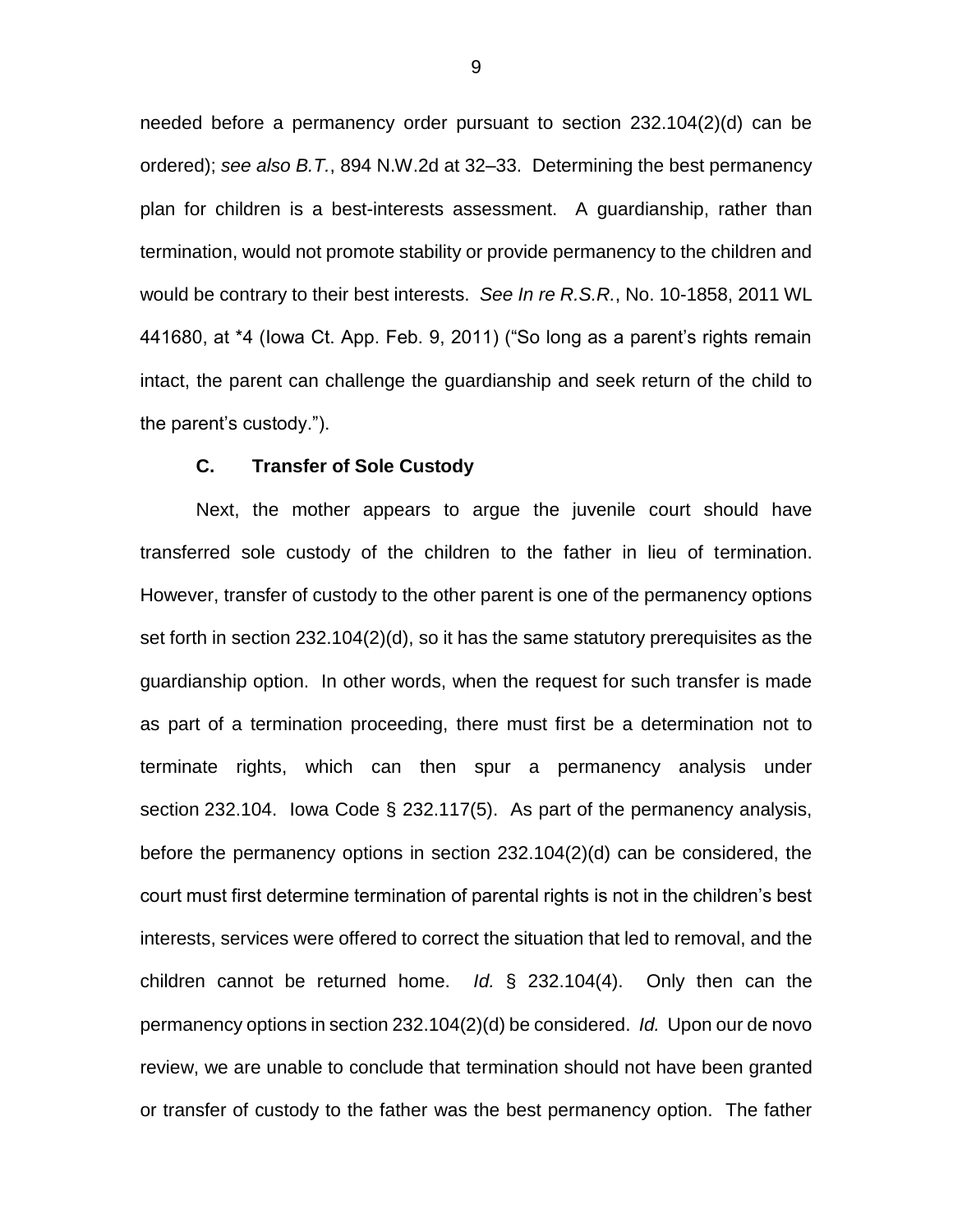needed before a permanency order pursuant to section 232.104(2)(d) can be ordered); *see also B.T.*, 894 N.W.2d at 32–33. Determining the best permanency plan for children is a best-interests assessment. A guardianship, rather than termination, would not promote stability or provide permanency to the children and would be contrary to their best interests. *See In re R.S.R.*, No. 10-1858, 2011 WL 441680, at *4 (Iowa Ct. App. Feb. 9, 2011) ("So long as a parent's rights remain intact, the parent can challenge the guardianship and seek return of the child to the parent's custody.").

### C. Transfer of Sole Custody

Next, the mother appears to argue the juvenile court should have transferred sole custody of the children to the father in lieu of termination. However, transfer of custody to the other parent is one of the permanency options set forth in section 232.104(2)(d), so it has the same statutory prerequisites as the guardianship option. In other words, when the request for such transfer is made as part of a termination proceeding, there must first be a determination not to terminate rights, which can then spur a permanency analysis under section 232.104. Iowa Code § 232.117(5). As part of the permanency analysis, before the permanency options in section 232.104(2)(d) can be considered, the court must first determine termination of parental rights is not in the children's best interests, services were offered to correct the situation that led to removal, and the children cannot be returned home. *Id.* § 232.104(4). Only then can the permanency options in section 232.104(2)(d) be considered. *Id.* Upon our de novo review, we are unable to conclude that termination should not have been granted or transfer of custody to the father was the best permanency option. The father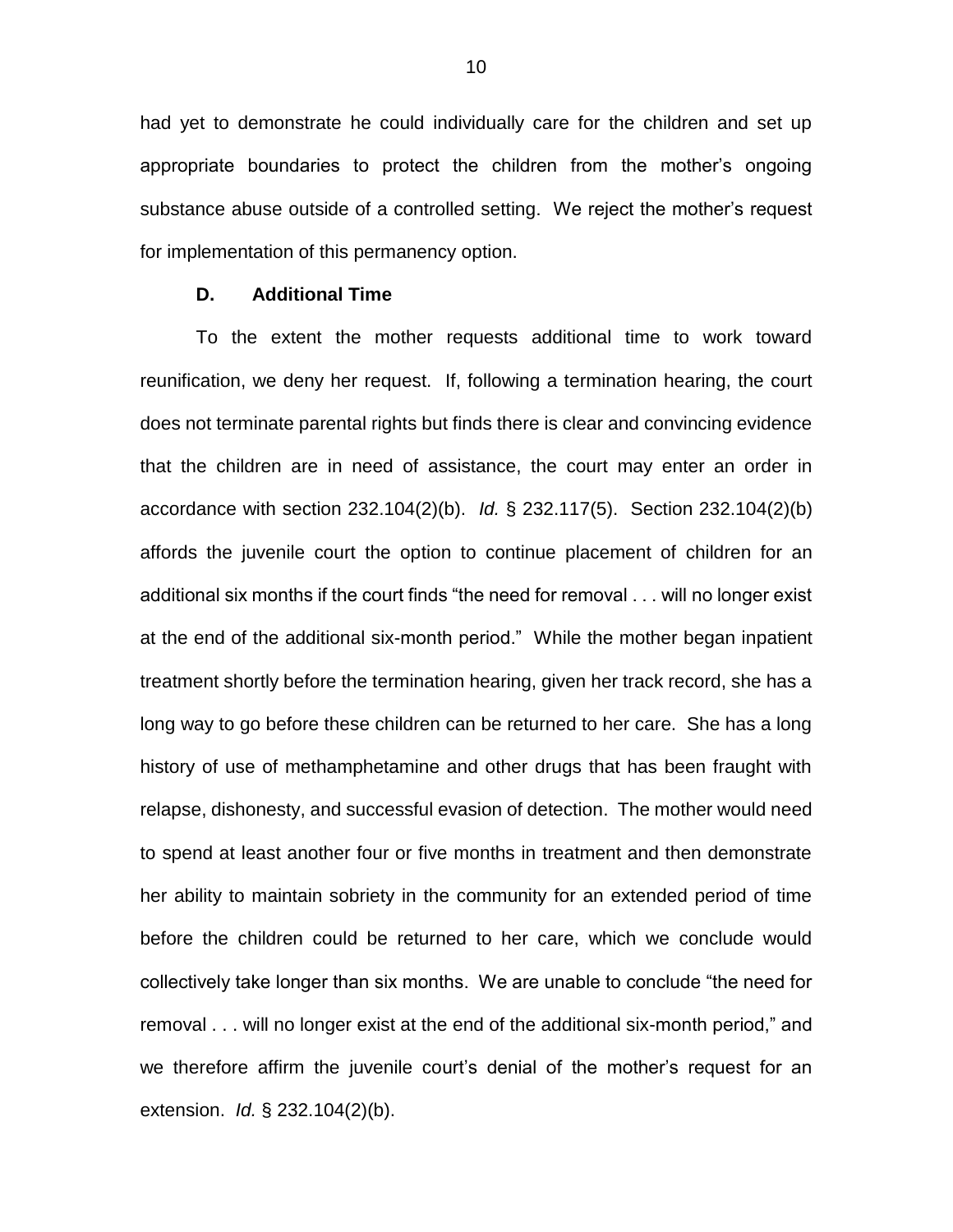had yet to demonstrate he could individually care for the children and set up appropriate boundaries to protect the children from the mother's ongoing substance abuse outside of a controlled setting. We reject the mother's request for implementation of this permanency option.

### D. Additional Time

To the extent the mother requests additional time to work toward reunification, we deny her request. If, following a termination hearing, the court does not terminate parental rights but finds there is clear and convincing evidence that the children are in need of assistance, the court may enter an order in accordance with section 232.104(2)(b). *Id.* § 232.117(5). Section 232.104(2)(b) affords the juvenile court the option to continue placement of children for an additional six months if the court finds "the need for removal . . . will no longer exist at the end of the additional six-month period." While the mother began inpatient treatment shortly before the termination hearing, given her track record, she has a long way to go before these children can be returned to her care. She has a long history of use of methamphetamine and other drugs that has been fraught with relapse, dishonesty, and successful evasion of detection. The mother would need to spend at least another four or five months in treatment and then demonstrate her ability to maintain sobriety in the community for an extended period of time before the children could be returned to her care, which we conclude would collectively take longer than six months. We are unable to conclude "the need for removal . . . will no longer exist at the end of the additional six-month period," and we therefore affirm the juvenile court's denial of the mother's request for an extension. *Id.* § 232.104(2)(b).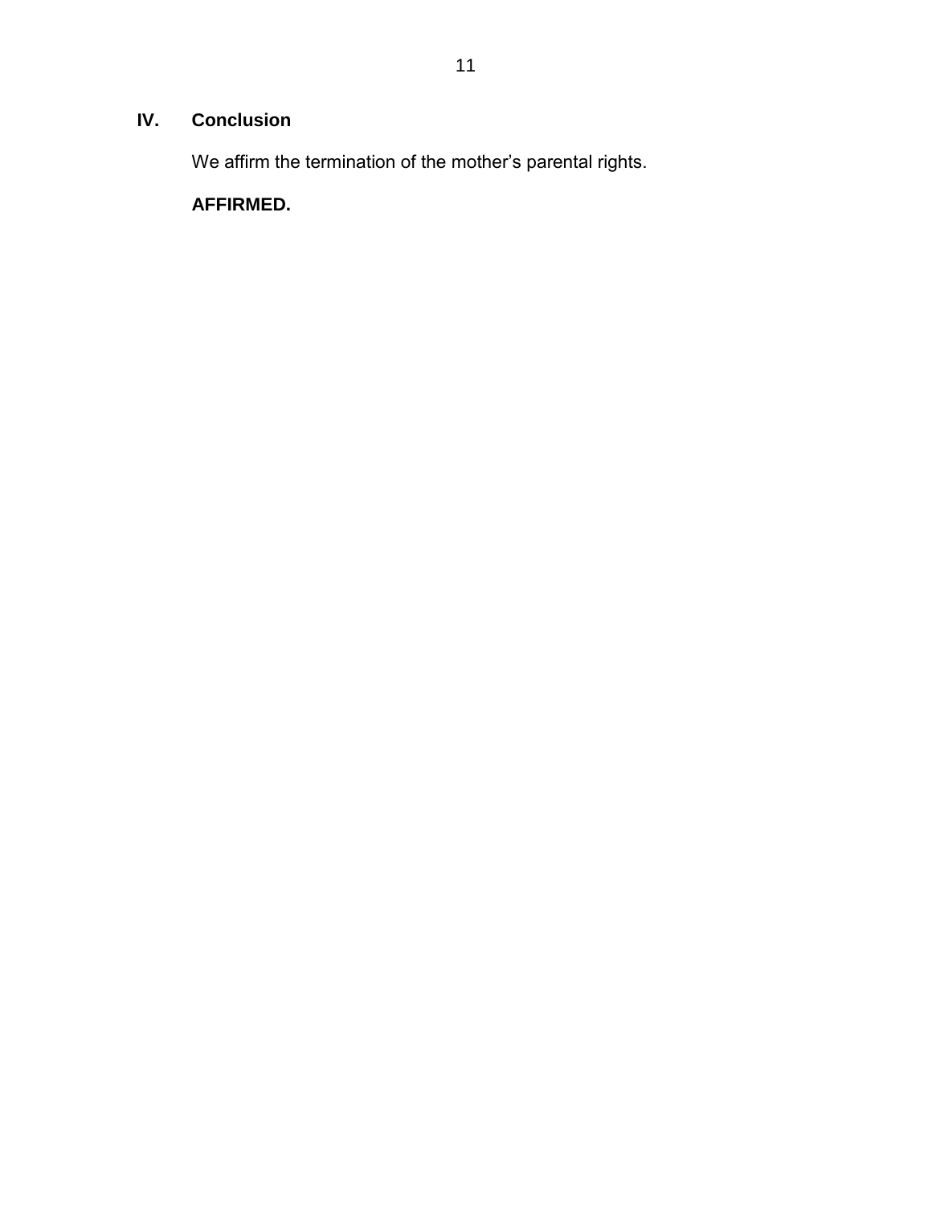## IV. Conclusion

We affirm the termination of the mother's parental rights.

**AFFIRMED.**